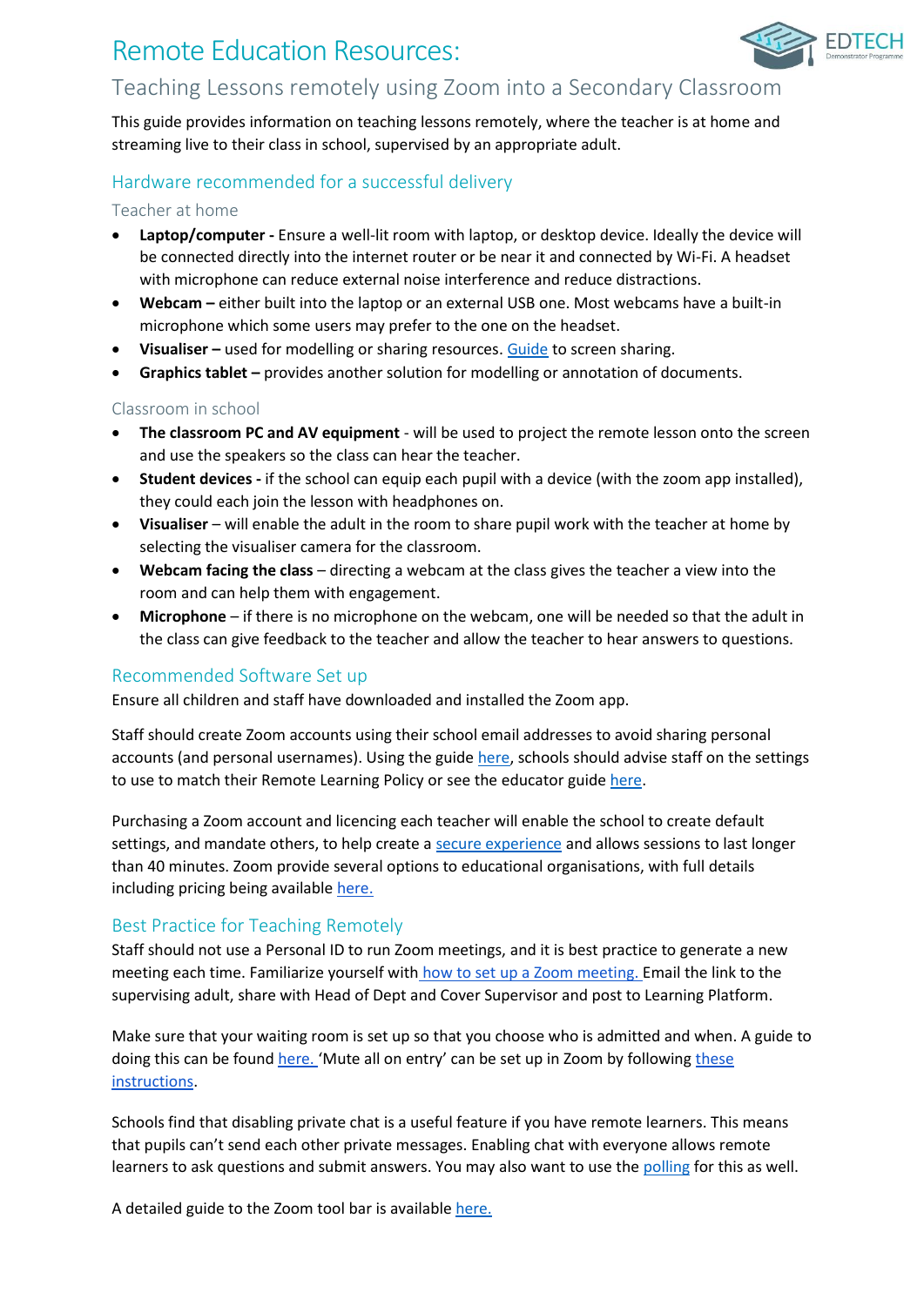# Remote Education Resources:

## Teaching Lessons remotely using Zoom into a Secondary Classroom

This guide provides information on teaching lessons remotely, where the teacher is at home and streaming live to their class in school, supervised by an appropriate adult.

### Hardware recommended for a successful delivery

#### Teacher at home

- **Laptop/computer -** Ensure a well-lit room with laptop, or desktop device. Ideally the device will be connected directly into the internet router or be near it and connected by Wi-Fi. A headset with microphone can reduce external noise interference and reduce distractions.
- **Webcam –** either built into the laptop or an external USB one. Most webcams have a built-in microphone which some users may prefer to the one on the headset.
- **Visualiser –** used for modelling or sharing resources. Guide to screen sharing.
- **Graphics tablet –** provides another solution for modelling or annotation of documents.

#### Classroom in school

- **The classroom PC and AV equipment** - will be used to project the remote lesson onto the screen and use the speakers so the class can hear the teacher.
- **Student devices -** if the school can equip each pupil with a device (with the zoom app installed), they could each join the lesson with headphones on.
- **Visualiser** – will enable the adult in the room to share pupil work with the teacher at home by selecting the visualiser camera for the classroom.
- **Webcam facing the class** – directing a webcam at the class gives the teacher a view into the room and can help them with engagement.
- **Microphone** – if there is no microphone on the webcam, one will be needed so that the adult in the class can give feedback to the teacher and allow the teacher to hear answers to questions.

### Recommended Software Set up

Ensure all children and staff have downloaded and installed the Zoom app.

Staff should create Zoom accounts using their school email addresses to avoid sharing personal accounts (and personal usernames). Using the guide here, schools should advise staff on the settings to use to match their Remote Learning Policy or see the educator guide here.

Purchasing a Zoom account and licencing each teacher will enable the school to create default settings, and mandate others, to help create a secure experience and allows sessions to last longer than 40 minutes. Zoom provide several options to educational organisations, with full details including pricing being available here.

### Best Practice for Teaching Remotely

Staff should not use a Personal ID to run Zoom meetings, and it is best practice to generate a new meeting each time. Familiarize yourself with how to set up a Zoom meeting. Email the link to the supervising adult, share with Head of Dept and Cover Supervisor and post to Learning Platform.

Make sure that your waiting room is set up so that you choose who is admitted and when. A guide to doing this can be found here. 'Mute all on entry' can be set up in Zoom by following these instructions.

Schools find that disabling private chat is a useful feature if you have remote learners. This means that pupils can't send each other private messages. Enabling chat with everyone allows remote learners to ask questions and submit answers. You may also want to use the polling for this as well.

A detailed guide to the Zoom tool bar is available here.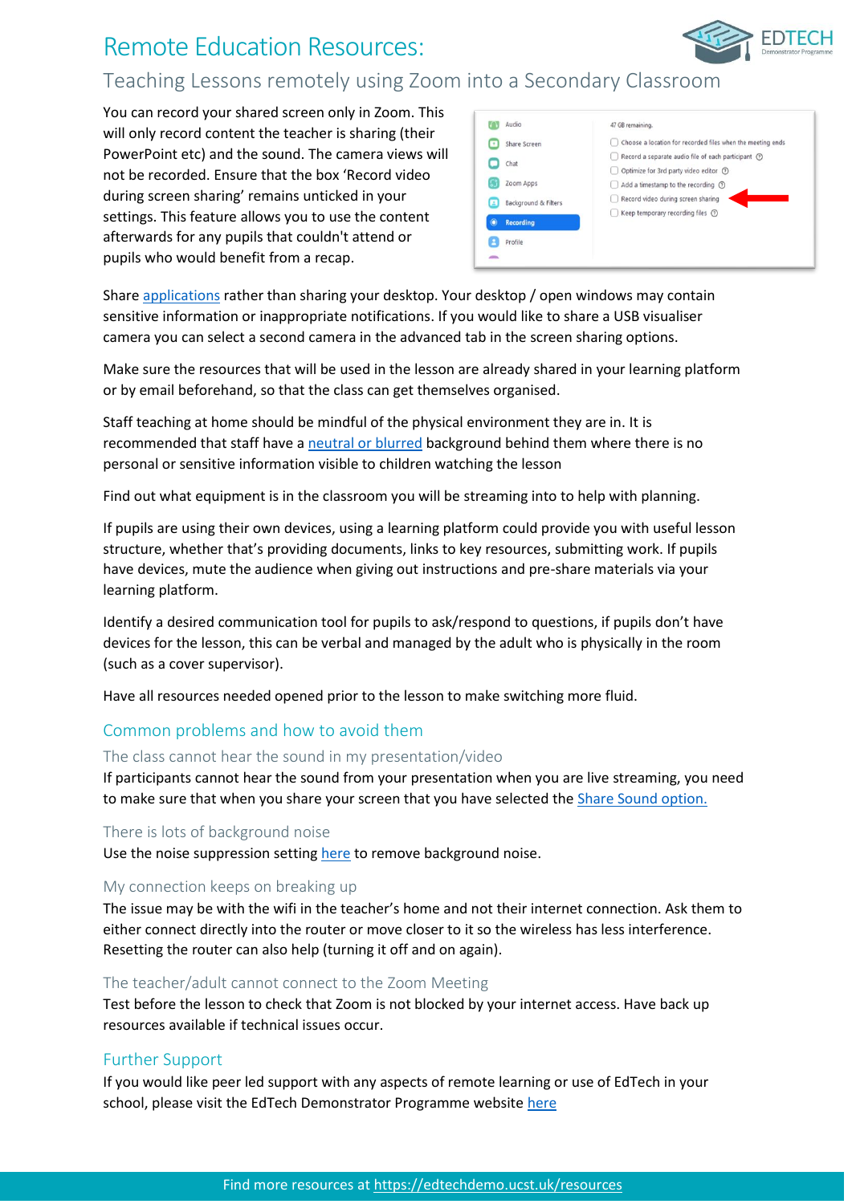# Remote Education Resources:

## Teaching Lessons remotely using Zoom into a Secondary Classroom

You can record your shared screen only in Zoom. This will only record content the teacher is sharing (their PowerPoint etc) and the sound. The camera views will not be recorded. Ensure that the box 'Record video during screen sharing' remains unticked in your settings. This feature allows you to use the content afterwards for any pupils that couldn't attend or pupils who would benefit from a recap.

Share applications rather than sharing your desktop. Your desktop / open windows may contain sensitive information or inappropriate notifications. If you would like to share a USB visualiser camera you can select a second camera in the advanced tab in the screen sharing options.

Make sure the resources that will be used in the lesson are already shared in your learning platform or by email beforehand, so that the class can get themselves organised.

Staff teaching at home should be mindful of the physical environment they are in. It is recommended that staff have a neutral or blurred background behind them where there is no personal or sensitive information visible to children watching the lesson

Find out what equipment is in the classroom you will be streaming into to help with planning.

If pupils are using their own devices, using a learning platform could provide you with useful lesson structure, whether that's providing documents, links to key resources, submitting work. If pupils have devices, mute the audience when giving out instructions and pre-share materials via your learning platform.

Identify a desired communication tool for pupils to ask/respond to questions, if pupils don't have devices for the lesson, this can be verbal and managed by the adult who is physically in the room (such as a cover supervisor).

Have all resources needed opened prior to the lesson to make switching more fluid.

## Common problems and how to avoid them

### The class cannot hear the sound in my presentation/video

If participants cannot hear the sound from your presentation when you are live streaming, you need to make sure that when you share your screen that you have selected the Share Sound option.

### There is lots of background noise

Use the noise suppression setting here to remove background noise.

### My connection keeps on breaking up

The issue may be with the wifi in the teacher's home and not their internet connection. Ask them to either connect directly into the router or move closer to it so the wireless has less interference. Resetting the router can also help (turning it off and on again).

### The teacher/adult cannot connect to the Zoom Meeting

Test before the lesson to check that Zoom is not blocked by your internet access. Have back up resources available if technical issues occur.

## Further Support

If you would like peer led support with any aspects of remote learning or use of EdTech in your school, please visit the EdTech Demonstrator Programme website here

Find more resources at https://edtechdemo.ucst.uk/resources